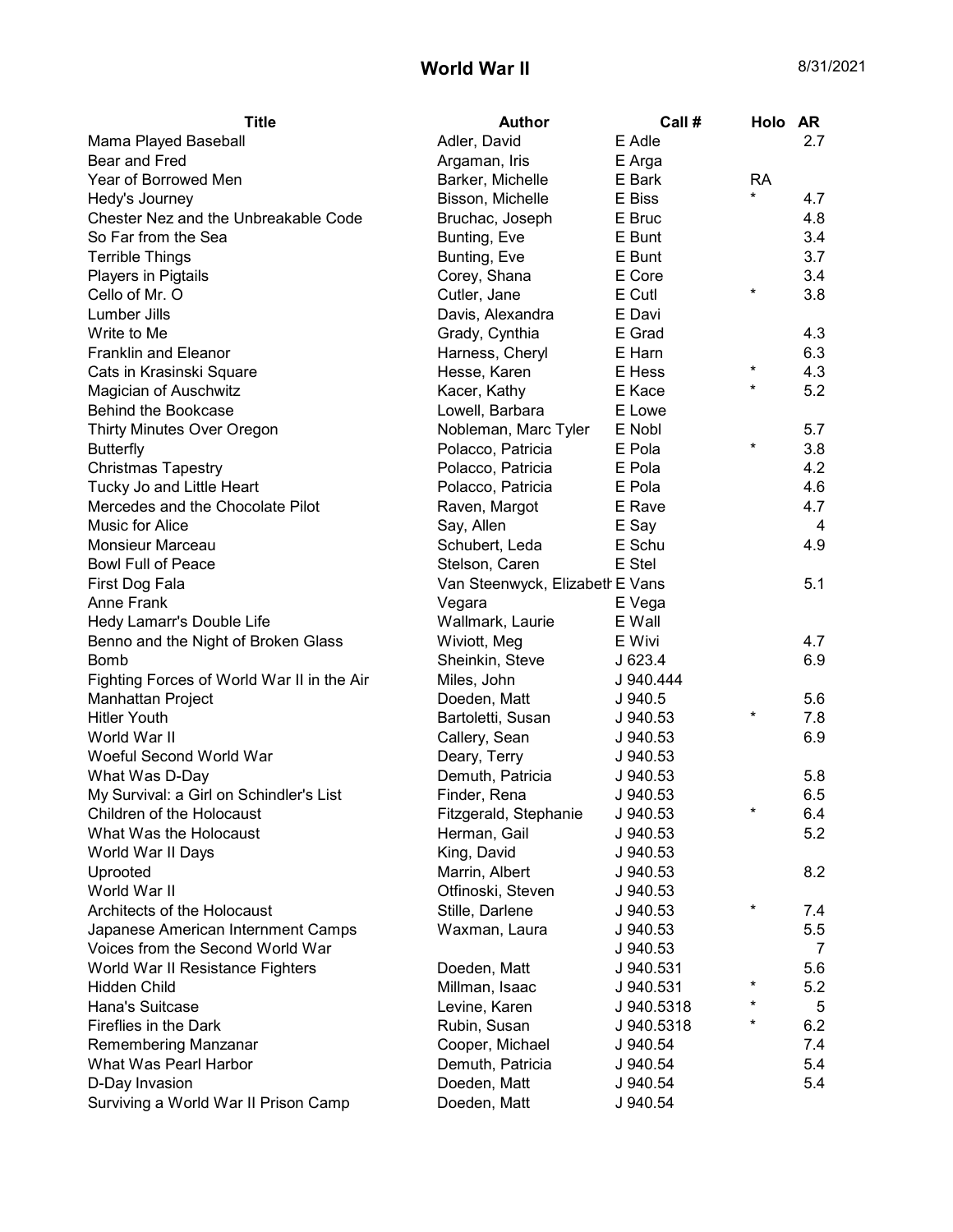# World War II

8/31/2021

| Title | Author | Call # | Holo | AR |
|---|---|---|---|---|
| Mama Played Baseball | Adler, David | E Adle | | 2.7 |
| Bear and Fred | Argaman, Iris | E Arga | | |
| Year of Borrowed Men | Barker, Michelle | E Bark | RA | |
| Hedy's Journey | Bisson, Michelle | E Biss | * | 4.7 |
| Chester Nez and the Unbreakable Code | Bruchac, Joseph | E Bruc | | 4.8 |
| So Far from the Sea | Bunting, Eve | E Bunt | | 3.4 |
| Terrible Things | Bunting, Eve | E Bunt | | 3.7 |
| Players in Pigtails | Corey, Shana | E Core | | 3.4 |
| Cello of Mr. O | Cutler, Jane | E Cutl | * | 3.8 |
| Lumber Jills | Davis, Alexandra | E Davi | | |
| Write to Me | Grady, Cynthia | E Grad | | 4.3 |
| Franklin and Eleanor | Harness, Cheryl | E Harn | | 6.3 |
| Cats in Krasinski Square | Hesse, Karen | E Hess | * | 4.3 |
| Magician of Auschwitz | Kacer, Kathy | E Kace | * | 5.2 |
| Behind the Bookcase | Lowell, Barbara | E Lowe | | |
| Thirty Minutes Over Oregon | Nobleman, Marc Tyler | E Nobl | | 5.7 |
| Butterfly | Polacco, Patricia | E Pola | * | 3.8 |
| Christmas Tapestry | Polacco, Patricia | E Pola | | 4.2 |
| Tucky Jo and Little Heart | Polacco, Patricia | E Pola | | 4.6 |
| Mercedes and the Chocolate Pilot | Raven, Margot | E Rave | | 4.7 |
| Music for Alice | Say, Allen | E Say | | 4 |
| Monsieur Marceau | Schubert, Leda | E Schu | | 4.9 |
| Bowl Full of Peace | Stelson, Caren | E Stel | | |
| First Dog Fala | Van Steenwyck, Elizabeth | E Vans | | 5.1 |
| Anne Frank | Vegara | E Vega | | |
| Hedy Lamarr's Double Life | Wallmark, Laurie | E Wall | | |
| Benno and the Night of Broken Glass | Wiviott, Meg | E Wivi | | 4.7 |
| Bomb | Sheinkin, Steve | J 623.4 | | 6.9 |
| Fighting Forces of World War II in the Air | Miles, John | J 940.444 | | |
| Manhattan Project | Doeden, Matt | J 940.5 | | 5.6 |
| Hitler Youth | Bartoletti, Susan | J 940.53 | * | 7.8 |
| World War II | Callery, Sean | J 940.53 | | 6.9 |
| Woeful Second World War | Deary, Terry | J 940.53 | | |
| What Was D-Day | Demuth, Patricia | J 940.53 | | 5.8 |
| My Survival: a Girl on Schindler's List | Finder, Rena | J 940.53 | | 6.5 |
| Children of the Holocaust | Fitzgerald, Stephanie | J 940.53 | * | 6.4 |
| What Was the Holocaust | Herman, Gail | J 940.53 | | 5.2 |
| World War II Days | King, David | J 940.53 | | |
| Uprooted | Marrin, Albert | J 940.53 | | 8.2 |
| World War II | Otfinoski, Steven | J 940.53 | | |
| Architects of the Holocaust | Stille, Darlene | J 940.53 | * | 7.4 |
| Japanese American Internment Camps | Waxman, Laura | J 940.53 | | 5.5 |
| Voices from the Second World War | | J 940.53 | | 7 |
| World War II Resistance Fighters | Doeden, Matt | J 940.531 | | 5.6 |
| Hidden Child | Millman, Isaac | J 940.531 | * | 5.2 |
| Hana's Suitcase | Levine, Karen | J 940.5318 | * | 5 |
| Fireflies in the Dark | Rubin, Susan | J 940.5318 | * | 6.2 |
| Remembering Manzanar | Cooper, Michael | J 940.54 | | 7.4 |
| What Was Pearl Harbor | Demuth, Patricia | J 940.54 | | 5.4 |
| D-Day Invasion | Doeden, Matt | J 940.54 | | 5.4 |
| Surviving a World War II Prison Camp | Doeden, Matt | J 940.54 | | |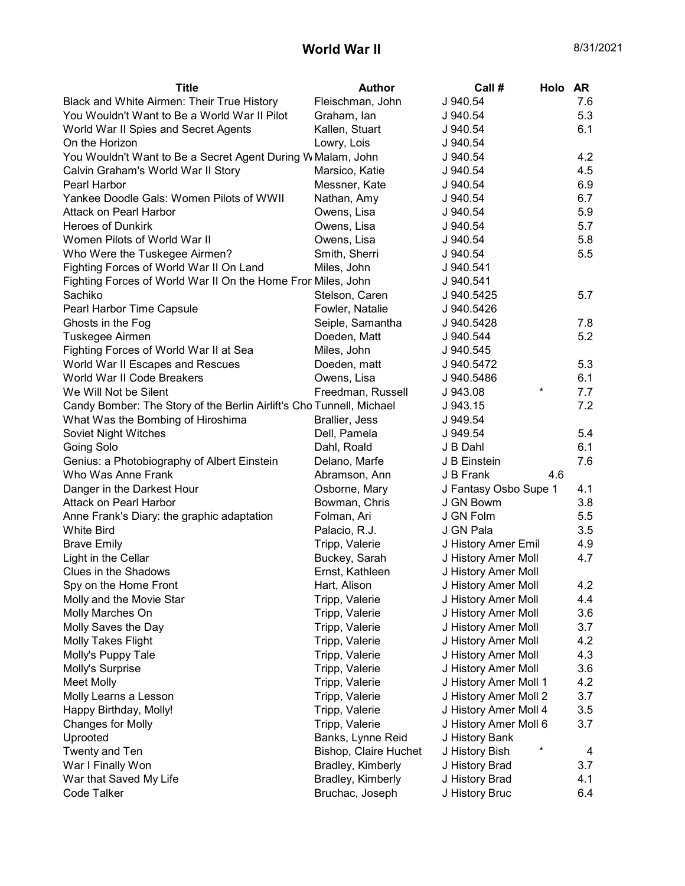# World War II

| Title | Author | Call # | Holo | AR |
|---|---|---|---|---|
| Black and White Airmen: Their True History | Fleischman, John | J 940.54 | | 7.6 |
| You Wouldn't Want to Be a World War II Pilot | Graham, Ian | J 940.54 | | 5.3 |
| World War II Spies and Secret Agents | Kallen, Stuart | J 940.54 | | 6.1 |
| On the Horizon | Lowry, Lois | J 940.54 | | |
| You Wouldn't Want to Be a Secret Agent During W | Malam, John | J 940.54 | | 4.2 |
| Calvin Graham's World War II Story | Marsico, Katie | J 940.54 | | 4.5 |
| Pearl Harbor | Messner, Kate | J 940.54 | | 6.9 |
| Yankee Doodle Gals: Women Pilots of WWII | Nathan, Amy | J 940.54 | | 6.7 |
| Attack on Pearl Harbor | Owens, Lisa | J 940.54 | | 5.9 |
| Heroes of Dunkirk | Owens, Lisa | J 940.54 | | 5.7 |
| Women Pilots of World War II | Owens, Lisa | J 940.54 | | 5.8 |
| Who Were the Tuskegee Airmen? | Smith, Sherri | J 940.54 | | 5.5 |
| Fighting Forces of World War II On Land | Miles, John | J 940.541 | | |
| Fighting Forces of World War II On the Home Fror | Miles, John | J 940.541 | | |
| Sachiko | Stelson, Caren | J 940.5425 | | 5.7 |
| Pearl Harbor Time Capsule | Fowler, Natalie | J 940.5426 | | |
| Ghosts in the Fog | Seiple, Samantha | J 940.5428 | | 7.8 |
| Tuskegee Airmen | Doeden, Matt | J 940.544 | | 5.2 |
| Fighting Forces of World War II at Sea | Miles, John | J 940.545 | | |
| World War II Escapes and Rescues | Doeden, matt | J 940.5472 | | 5.3 |
| World War II Code Breakers | Owens, Lisa | J 940.5486 | | 6.1 |
| We Will Not be Silent | Freedman, Russell | J 943.08 | * | 7.7 |
| Candy Bomber: The Story of the Berlin Airlift's Cho | Tunnell, Michael | J 943.15 | | 7.2 |
| What Was the Bombing of Hiroshima | Brallier, Jess | J 949.54 | | |
| Soviet Night Witches | Dell, Pamela | J 949.54 | | 5.4 |
| Going Solo | Dahl, Roald | J B Dahl | | 6.1 |
| Genius: a Photobiography of Albert Einstein | Delano, Marfe | J B Einstein | | 7.6 |
| Who Was Anne Frank | Abramson, Ann | J B Frank | 4.6 | |
| Danger in the Darkest Hour | Osborne, Mary | J Fantasy Osbo Supe 1 | | 4.1 |
| Attack on Pearl Harbor | Bowman, Chris | J GN Bowm | | 3.8 |
| Anne Frank's Diary: the graphic adaptation | Folman, Ari | J GN Folm | | 5.5 |
| White Bird | Palacio, R.J. | J GN Pala | | 3.5 |
| Brave Emily | Tripp, Valerie | J History Amer Emil | | 4.9 |
| Light in the Cellar | Buckey, Sarah | J History Amer Moll | | 4.7 |
| Clues in the Shadows | Ernst, Kathleen | J History Amer Moll | | |
| Spy on the Home Front | Hart, Alison | J History Amer Moll | | 4.2 |
| Molly and the Movie Star | Tripp, Valerie | J History Amer Moll | | 4.4 |
| Molly Marches On | Tripp, Valerie | J History Amer Moll | | 3.6 |
| Molly Saves the Day | Tripp, Valerie | J History Amer Moll | | 3.7 |
| Molly Takes Flight | Tripp, Valerie | J History Amer Moll | | 4.2 |
| Molly's Puppy Tale | Tripp, Valerie | J History Amer Moll | | 4.3 |
| Molly's Surprise | Tripp, Valerie | J History Amer Moll | | 3.6 |
| Meet Molly | Tripp, Valerie | J History Amer Moll 1 | | 4.2 |
| Molly Learns a Lesson | Tripp, Valerie | J History Amer Moll 2 | | 3.7 |
| Happy Birthday, Molly! | Tripp, Valerie | J History Amer Moll 4 | | 3.5 |
| Changes for Molly | Tripp, Valerie | J History Amer Moll 6 | | 3.7 |
| Uprooted | Banks, Lynne Reid | J History Bank | | |
| Twenty and Ten | Bishop, Claire Huchet | J History Bish | * | 4 |
| War I Finally Won | Bradley, Kimberly | J History Brad | | 3.7 |
| War that Saved My Life | Bradley, Kimberly | J History Brad | | 4.1 |
| Code Talker | Bruchac, Joseph | J History Bruc | | 6.4 |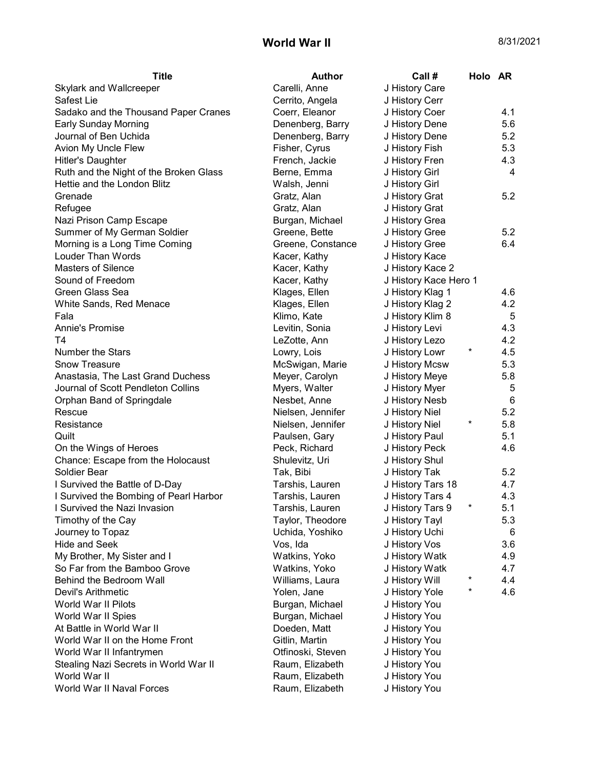# World War II

8/31/2021

| Title | Author | Call # | Holo | AR |
|---|---|---|---|---|
| Skylark and Wallcreeper | Carelli, Anne | J History Care | | |
| Safest Lie | Cerrito, Angela | J History Cerr | | |
| Sadako and the Thousand Paper Cranes | Coerr, Eleanor | J History Coer | | 4.1 |
| Early Sunday Morning | Denenberg, Barry | J History Dene | | 5.6 |
| Journal of Ben Uchida | Denenberg, Barry | J History Dene | | 5.2 |
| Avion My Uncle Flew | Fisher, Cyrus | J History Fish | | 5.3 |
| Hitler's Daughter | French, Jackie | J History Fren | | 4.3 |
| Ruth and the Night of the Broken Glass | Berne, Emma | J History Girl | | 4 |
| Hettie and the London Blitz | Walsh, Jenni | J History Girl | | |
| Grenade | Gratz, Alan | J History Grat | | 5.2 |
| Refugee | Gratz, Alan | J History Grat | | |
| Nazi Prison Camp Escape | Burgan, Michael | J History Grea | | |
| Summer of My German Soldier | Greene, Bette | J History Gree | | 5.2 |
| Morning is a Long Time Coming | Greene, Constance | J History Gree | | 6.4 |
| Louder Than Words | Kacer, Kathy | J History Kace | | |
| Masters of Silence | Kacer, Kathy | J History Kace 2 | | |
| Sound of Freedom | Kacer, Kathy | J History Kace Hero 1 | | |
| Green Glass Sea | Klages, Ellen | J History Klag 1 | | 4.6 |
| White Sands, Red Menace | Klages, Ellen | J History Klag 2 | | 4.2 |
| Fala | Klimo, Kate | J History Klim 8 | | 5 |
| Annie's Promise | Levitin, Sonia | J History Levi | | 4.3 |
| T4 | LeZotte, Ann | J History Lezo | | 4.2 |
| Number the Stars | Lowry, Lois | J History Lowr | * | 4.5 |
| Snow Treasure | McSwigan, Marie | J History Mcsw | | 5.3 |
| Anastasia, The Last Grand Duchess | Meyer, Carolyn | J History Meye | | 5.8 |
| Journal of Scott Pendleton Collins | Myers, Walter | J History Myer | | 5 |
| Orphan Band of Springdale | Nesbet, Anne | J History Nesb | | 6 |
| Rescue | Nielsen, Jennifer | J History Niel | | 5.2 |
| Resistance | Nielsen, Jennifer | J History Niel | * | 5.8 |
| Quilt | Paulsen, Gary | J History Paul | | 5.1 |
| On the Wings of Heroes | Peck, Richard | J History Peck | | 4.6 |
| Chance: Escape from the Holocaust | Shulevitz, Uri | J History Shul | | |
| Soldier Bear | Tak, Bibi | J History Tak | | 5.2 |
| I Survived the Battle of D-Day | Tarshis, Lauren | J History Tars 18 | | 4.7 |
| I Survived the Bombing of Pearl Harbor | Tarshis, Lauren | J History Tars 4 | | 4.3 |
| I Survived the Nazi Invasion | Tarshis, Lauren | J History Tars 9 | * | 5.1 |
| Timothy of the Cay | Taylor, Theodore | J History Tayl | | 5.3 |
| Journey to Topaz | Uchida, Yoshiko | J History Uchi | | 6 |
| Hide and Seek | Vos, Ida | J History Vos | | 3.6 |
| My Brother, My Sister and I | Watkins, Yoko | J History Watk | | 4.9 |
| So Far from the Bamboo Grove | Watkins, Yoko | J History Watk | | 4.7 |
| Behind the Bedroom Wall | Williams, Laura | J History Will | * | 4.4 |
| Devil's Arithmetic | Yolen, Jane | J History Yole | * | 4.6 |
| World War II Pilots | Burgan, Michael | J History You | | |
| World War II Spies | Burgan, Michael | J History You | | |
| At Battle in World War II | Doeden, Matt | J History You | | |
| World War II on the Home Front | Gitlin, Martin | J History You | | |
| World War II Infantrymen | Otfinoski, Steven | J History You | | |
| Stealing Nazi Secrets in World War II | Raum, Elizabeth | J History You | | |
| World War II | Raum, Elizabeth | J History You | | |
| World War II Naval Forces | Raum, Elizabeth | J History You | | |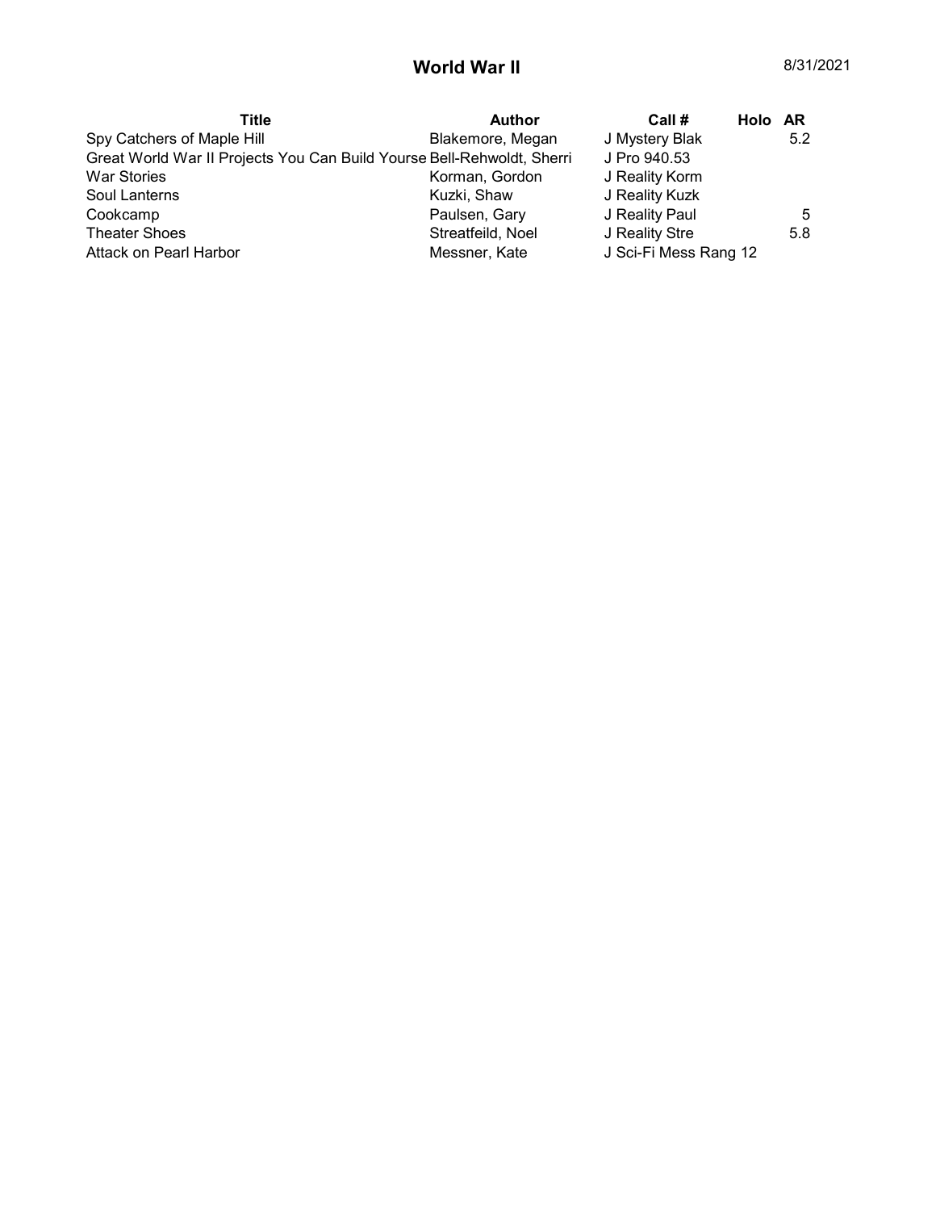# World War II

8/31/2021

| Title | Author | Call # | Holo | AR |
|---|---|---|---|---|
| Spy Catchers of Maple Hill | Blakemore, Megan | J Mystery Blak | | 5.2 |
| Great World War II Projects You Can Build Yourse | Bell-Rehwoldt, Sherri | J Pro 940.53 | | |
| War Stories | Korman, Gordon | J Reality Korm | | |
| Soul Lanterns | Kuzki, Shaw | J Reality Kuzk | | |
| Cookcamp | Paulsen, Gary | J Reality Paul | | 5 |
| Theater Shoes | Streatfeild, Noel | J Reality Stre | | 5.8 |
| Attack on Pearl Harbor | Messner, Kate | J Sci-Fi Mess Rang 12 | | |